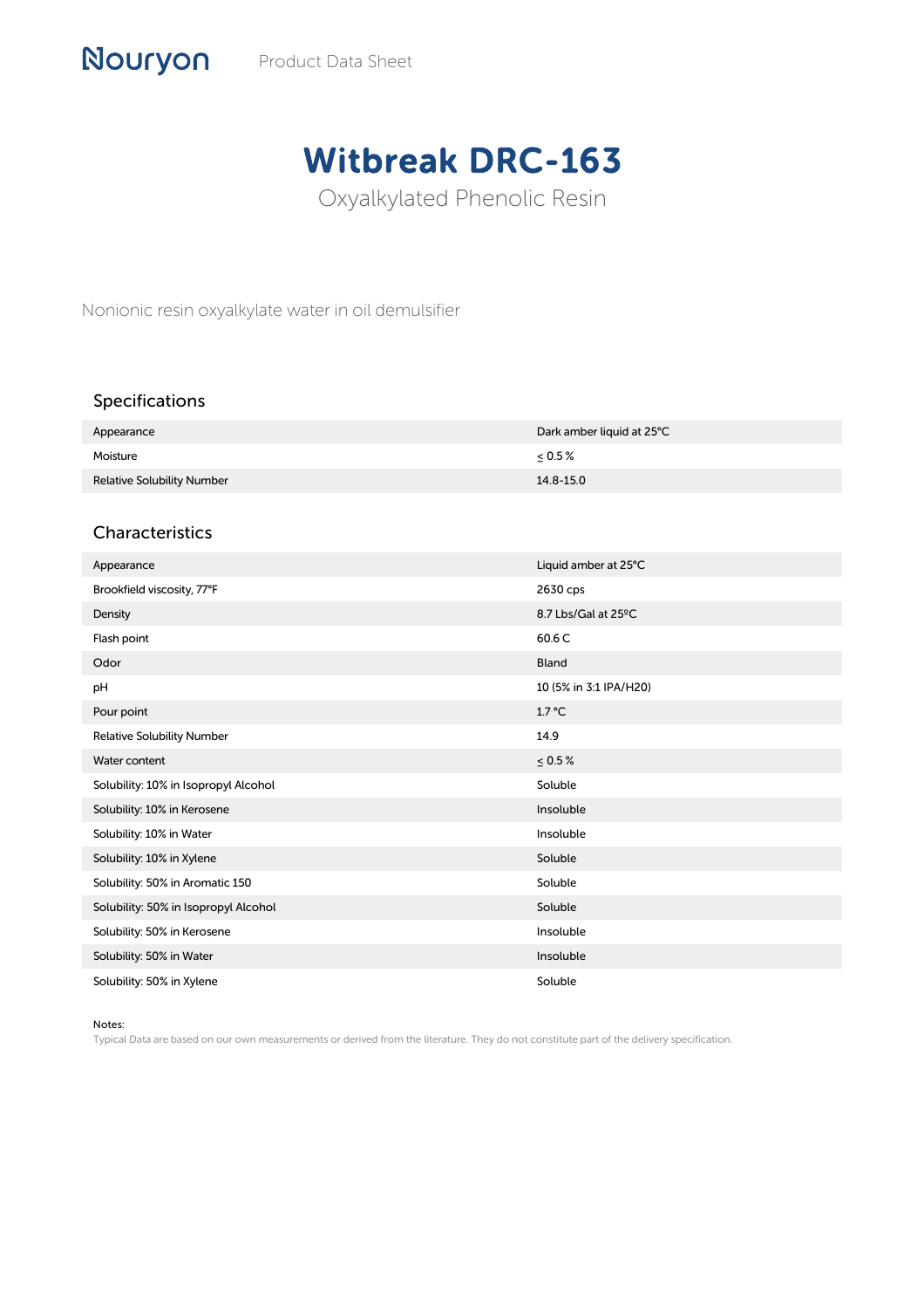Nouryon    Product Data Sheet

# Witbreak DRC-163

Oxyalkylated Phenolic Resin

Nonionic resin oxyalkylate water in oil demulsifier

## Specifications

| | |
|---|---|
| Appearance | Dark amber liquid at 25°C |
| Moisture | ≤ 0.5 % |
| Relative Solubility Number | 14.8-15.0 |

## Characteristics

| | |
|---|---|
| Appearance | Liquid amber at 25°C |
| Brookfield viscosity, 77°F | 2630 cps |
| Density | 8.7 Lbs/Gal at 25ºC |
| Flash point | 60.6 C |
| Odor | Bland |
| pH | 10 (5% in 3:1 IPA/H20) |
| Pour point | 1.7 °C |
| Relative Solubility Number | 14.9 |
| Water content | ≤ 0.5 % |
| Solubility: 10% in Isopropyl Alcohol | Soluble |
| Solubility: 10% in Kerosene | Insoluble |
| Solubility: 10% in Water | Insoluble |
| Solubility: 10% in Xylene | Soluble |
| Solubility: 50% in Aromatic 150 | Soluble |
| Solubility: 50% in Isopropyl Alcohol | Soluble |
| Solubility: 50% in Kerosene | Insoluble |
| Solubility: 50% in Water | Insoluble |
| Solubility: 50% in Xylene | Soluble |

Notes:

Typical Data are based on our own measurements or derived from the literature. They do not constitute part of the delivery specification.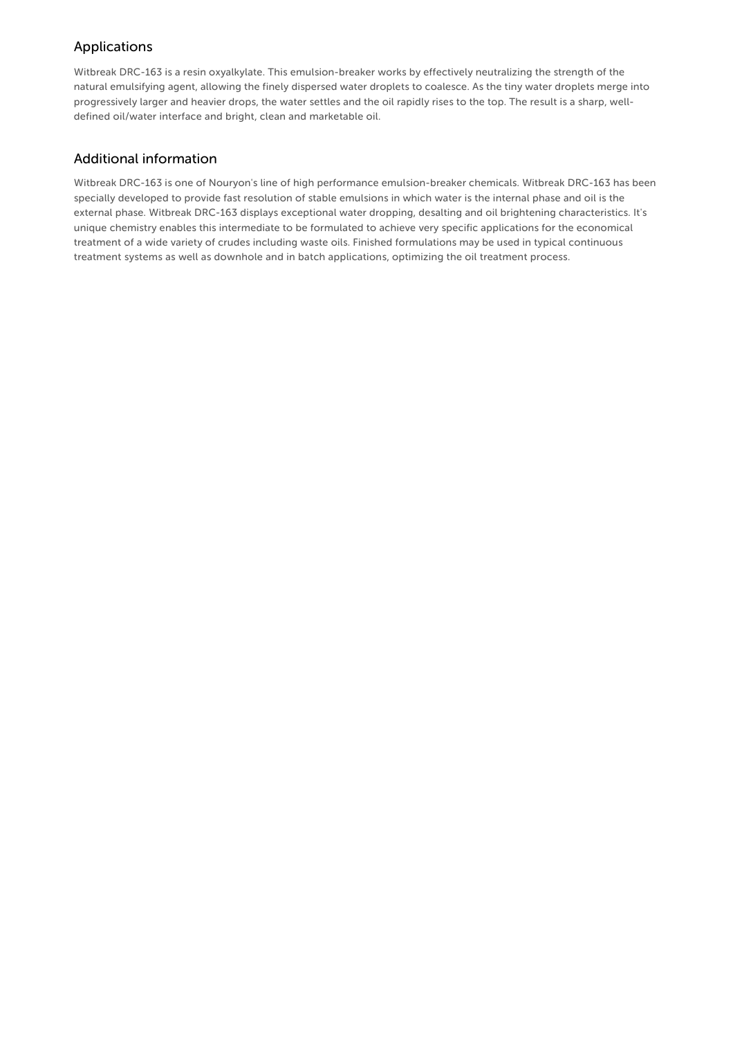## Applications

Witbreak DRC-163 is a resin oxyalkylate. This emulsion-breaker works by effectively neutralizing the strength of the natural emulsifying agent, allowing the finely dispersed water droplets to coalesce. As the tiny water droplets merge into progressively larger and heavier drops, the water settles and the oil rapidly rises to the top. The result is a sharp, well-defined oil/water interface and bright, clean and marketable oil.

## Additional information

Witbreak DRC-163 is one of Nouryon's line of high performance emulsion-breaker chemicals. Witbreak DRC-163 has been specially developed to provide fast resolution of stable emulsions in which water is the internal phase and oil is the external phase. Witbreak DRC-163 displays exceptional water dropping, desalting and oil brightening characteristics. It's unique chemistry enables this intermediate to be formulated to achieve very specific applications for the economical treatment of a wide variety of crudes including waste oils. Finished formulations may be used in typical continuous treatment systems as well as downhole and in batch applications, optimizing the oil treatment process.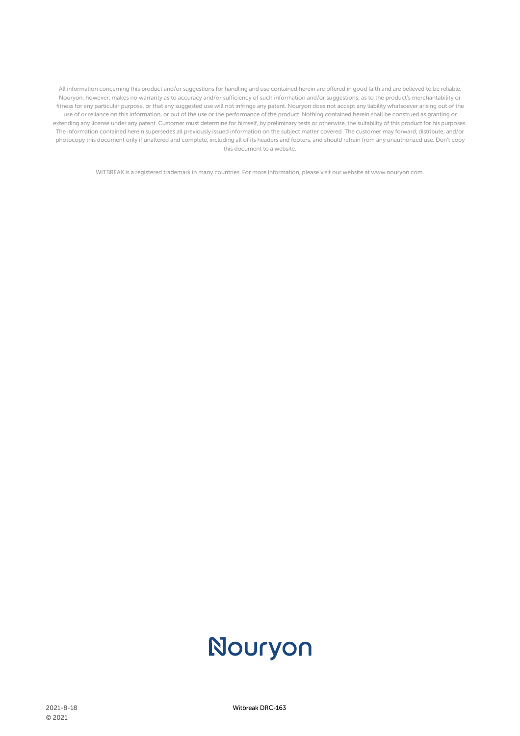All information concerning this product and/or suggestions for handling and use contained herein are offered in good faith and are believed to be reliable. Nouryon, however, makes no warranty as to accuracy and/or sufficiency of such information and/or suggestions, as to the product's merchantability or fitness for any particular purpose, or that any suggested use will not infringe any patent. Nouryon does not accept any liability whatsoever arising out of the use of or reliance on this information, or out of the use or the performance of the product. Nothing contained herein shall be construed as granting or extending any license under any patent. Customer must determine for himself, by preliminary tests or otherwise, the suitability of this product for his purposes. The information contained herein supersedes all previously issued information on the subject matter covered. The customer may forward, distribute, and/or photocopy this document only if unaltered and complete, including all of its headers and footers, and should refrain from any unauthorized use. Don't copy this document to a website.

WITBREAK is a registered trademark in many countries. For more information, please visit our website at www.nouryon.com.

Nouryon

2021-8-18
© 2021